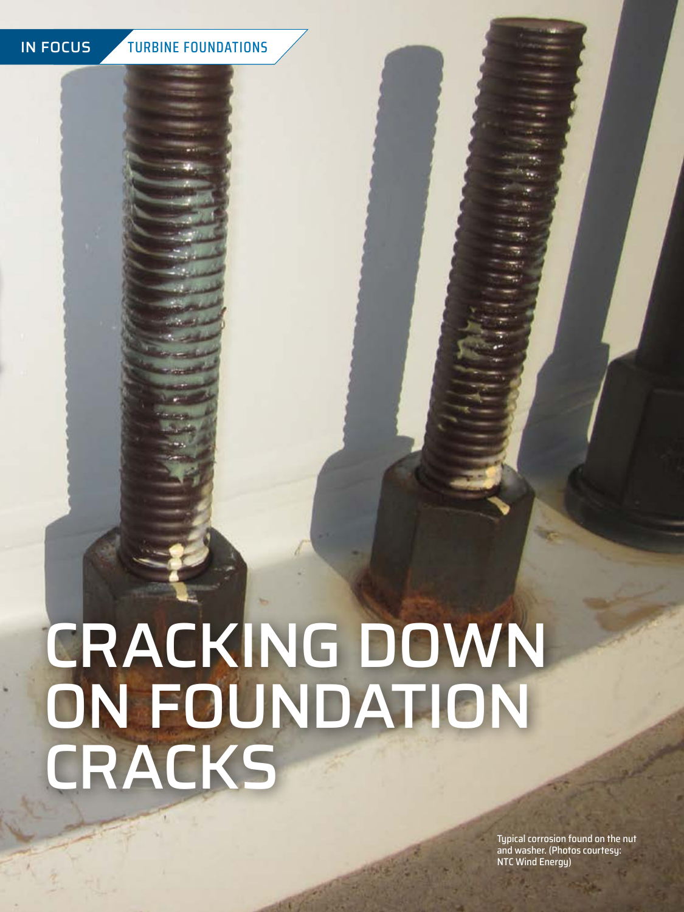IN FOCUS TURBINE FOUNDATIONS

# CRACKING DOWN ON FOUNDATION CRACKS

Typical corrosion found on the nut and washer. (Photos courtesy: NTC Wind Energy)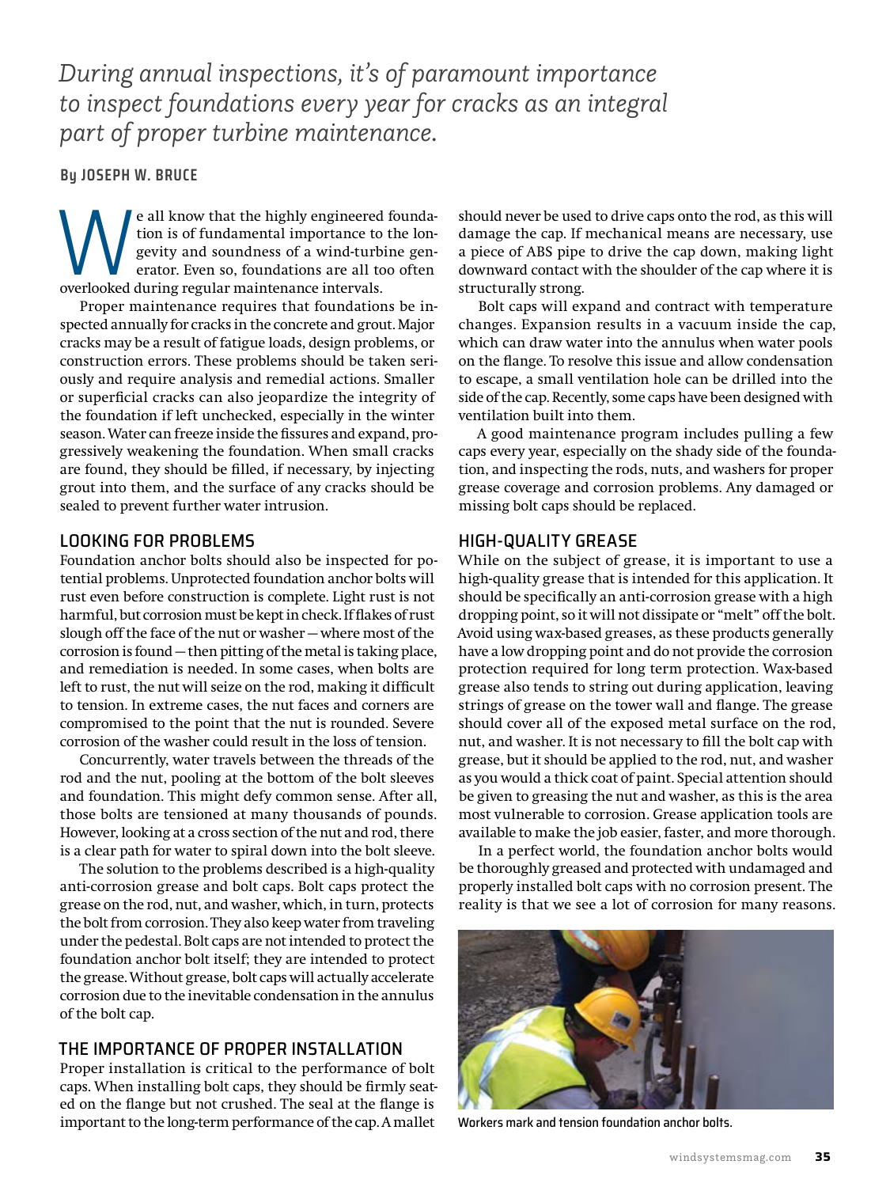*During annual inspections, it's of paramount importance to inspect foundations every year for cracks as an integral part of proper turbine maintenance.*

**By JOSEPH W. BRUCE**

We all know that the highly engineered foundation is of fundamental importance to the longevity and soundness of a wind-turbine generator. Even so, foundations are all too often overlooked during regular maintenance intervals.

Proper maintenance requires that foundations be inspected annually for cracks in the concrete and grout. Major cracks may be a result of fatigue loads, design problems, or construction errors. These problems should be taken seriously and require analysis and remedial actions. Smaller or superficial cracks can also jeopardize the integrity of the foundation if left unchecked, especially in the winter season. Water can freeze inside the fissures and expand, progressively weakening the foundation. When small cracks are found, they should be filled, if necessary, by injecting grout into them, and the surface of any cracks should be sealed to prevent further water intrusion.

## LOOKING FOR PROBLEMS

Foundation anchor bolts should also be inspected for potential problems. Unprotected foundation anchor bolts will rust even before construction is complete. Light rust is not harmful, but corrosion must be kept in check. If flakes of rust slough off the face of the nut or washer — where most of the corrosion is found — then pitting of the metal is taking place, and remediation is needed. In some cases, when bolts are left to rust, the nut will seize on the rod, making it difficult to tension. In extreme cases, the nut faces and corners are compromised to the point that the nut is rounded. Severe corrosion of the washer could result in the loss of tension.

Concurrently, water travels between the threads of the rod and the nut, pooling at the bottom of the bolt sleeves and foundation. This might defy common sense. After all, those bolts are tensioned at many thousands of pounds. However, looking at a cross section of the nut and rod, there is a clear path for water to spiral down into the bolt sleeve.

The solution to the problems described is a high-quality anti-corrosion grease and bolt caps. Bolt caps protect the grease on the rod, nut, and washer, which, in turn, protects the bolt from corrosion. They also keep water from traveling under the pedestal. Bolt caps are not intended to protect the foundation anchor bolt itself; they are intended to protect the grease. Without grease, bolt caps will actually accelerate corrosion due to the inevitable condensation in the annulus of the bolt cap.

## THE IMPORTANCE OF PROPER INSTALLATION

Proper installation is critical to the performance of bolt caps. When installing bolt caps, they should be firmly seated on the flange but not crushed. The seal at the flange is important to the long-term performance of the cap. A mallet should never be used to drive caps onto the rod, as this will damage the cap. If mechanical means are necessary, use a piece of ABS pipe to drive the cap down, making light downward contact with the shoulder of the cap where it is structurally strong.

Bolt caps will expand and contract with temperature changes. Expansion results in a vacuum inside the cap, which can draw water into the annulus when water pools on the flange. To resolve this issue and allow condensation to escape, a small ventilation hole can be drilled into the side of the cap. Recently, some caps have been designed with ventilation built into them.

A good maintenance program includes pulling a few caps every year, especially on the shady side of the foundation, and inspecting the rods, nuts, and washers for proper grease coverage and corrosion problems. Any damaged or missing bolt caps should be replaced.

## HIGH-QUALITY GREASE

While on the subject of grease, it is important to use a high-quality grease that is intended for this application. It should be specifically an anti-corrosion grease with a high dropping point, so it will not dissipate or "melt" off the bolt. Avoid using wax-based greases, as these products generally have a low dropping point and do not provide the corrosion protection required for long term protection. Wax-based grease also tends to string out during application, leaving strings of grease on the tower wall and flange. The grease should cover all of the exposed metal surface on the rod, nut, and washer. It is not necessary to fill the bolt cap with grease, but it should be applied to the rod, nut, and washer as you would a thick coat of paint. Special attention should be given to greasing the nut and washer, as this is the area most vulnerable to corrosion. Grease application tools are available to make the job easier, faster, and more thorough.

In a perfect world, the foundation anchor bolts would be thoroughly greased and protected with undamaged and properly installed bolt caps with no corrosion present. The reality is that we see a lot of corrosion for many reasons.

Workers mark and tension foundation anchor bolts.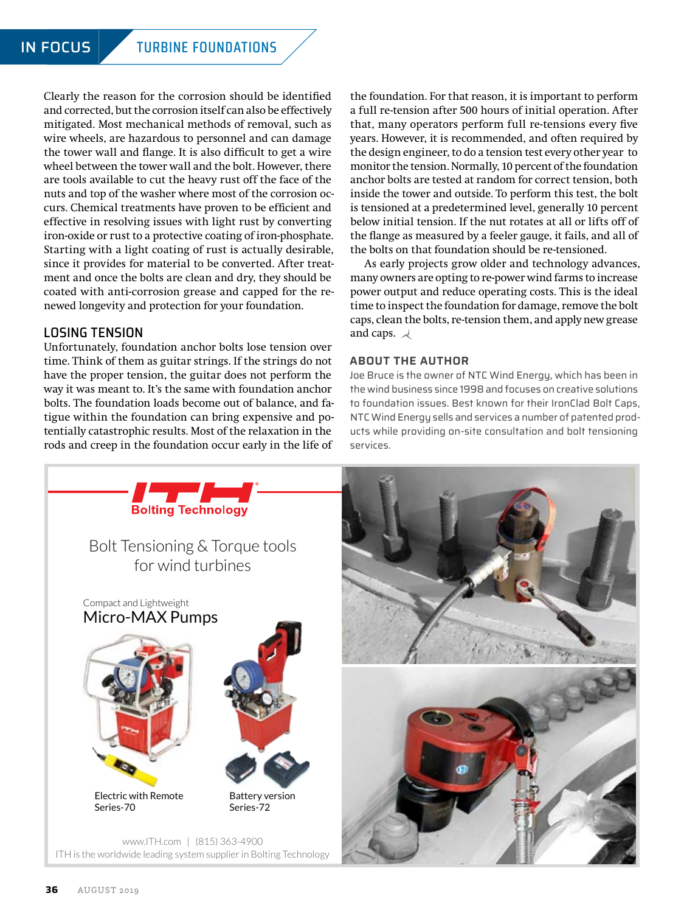Clearly the reason for the corrosion should be identified and corrected, but the corrosion itself can also be effectively mitigated. Most mechanical methods of removal, such as wire wheels, are hazardous to personnel and can damage the tower wall and flange. It is also difficult to get a wire wheel between the tower wall and the bolt. However, there are tools available to cut the heavy rust off the face of the nuts and top of the washer where most of the corrosion occurs. Chemical treatments have proven to be efficient and effective in resolving issues with light rust by converting iron-oxide or rust to a protective coating of iron-phosphate. Starting with a light coating of rust is actually desirable, since it provides for material to be converted. After treatment and once the bolts are clean and dry, they should be coated with anti-corrosion grease and capped for the renewed longevity and protection for your foundation.

## LOSING TENSION

Unfortunately, foundation anchor bolts lose tension over time. Think of them as guitar strings. If the strings do not have the proper tension, the guitar does not perform the way it was meant to. It's the same with foundation anchor bolts. The foundation loads become out of balance, and fatigue within the foundation can bring expensive and potentially catastrophic results. Most of the relaxation in the rods and creep in the foundation occur early in the life of the foundation. For that reason, it is important to perform a full re-tension after 500 hours of initial operation. After that, many operators perform full re-tensions every five years. However, it is recommended, and often required by the design engineer, to do a tension test every other year to monitor the tension. Normally, 10 percent of the foundation anchor bolts are tested at random for correct tension, both inside the tower and outside. To perform this test, the bolt is tensioned at a predetermined level, generally 10 percent below initial tension. If the nut rotates at all or lifts off of the flange as measured by a feeler gauge, it fails, and all of the bolts on that foundation should be re-tensioned.

As early projects grow older and technology advances, many owners are opting to re-power wind farms to increase power output and reduce operating costs. This is the ideal time to inspect the foundation for damage, remove the bolt caps, clean the bolts, re-tension them, and apply new grease and caps.

### ABOUT THE AUTHOR

Joe Bruce is the owner of NTC Wind Energy, which has been in the wind business since 1998 and focuses on creative solutions to foundation issues. Best known for their IronClad Bolt Caps, NTC Wind Energy sells and services a number of patented products while providing on-site consultation and bolt tensioning services.

ITH Bolting Technology

Bolt Tensioning & Torque tools for wind turbines

Compact and Lightweight
Micro-MAX Pumps

Electric with Remote
Series-70

Battery version
Series-72

www.ITH.com | (815) 363-4900
ITH is the worldwide leading system supplier in Bolting Technology